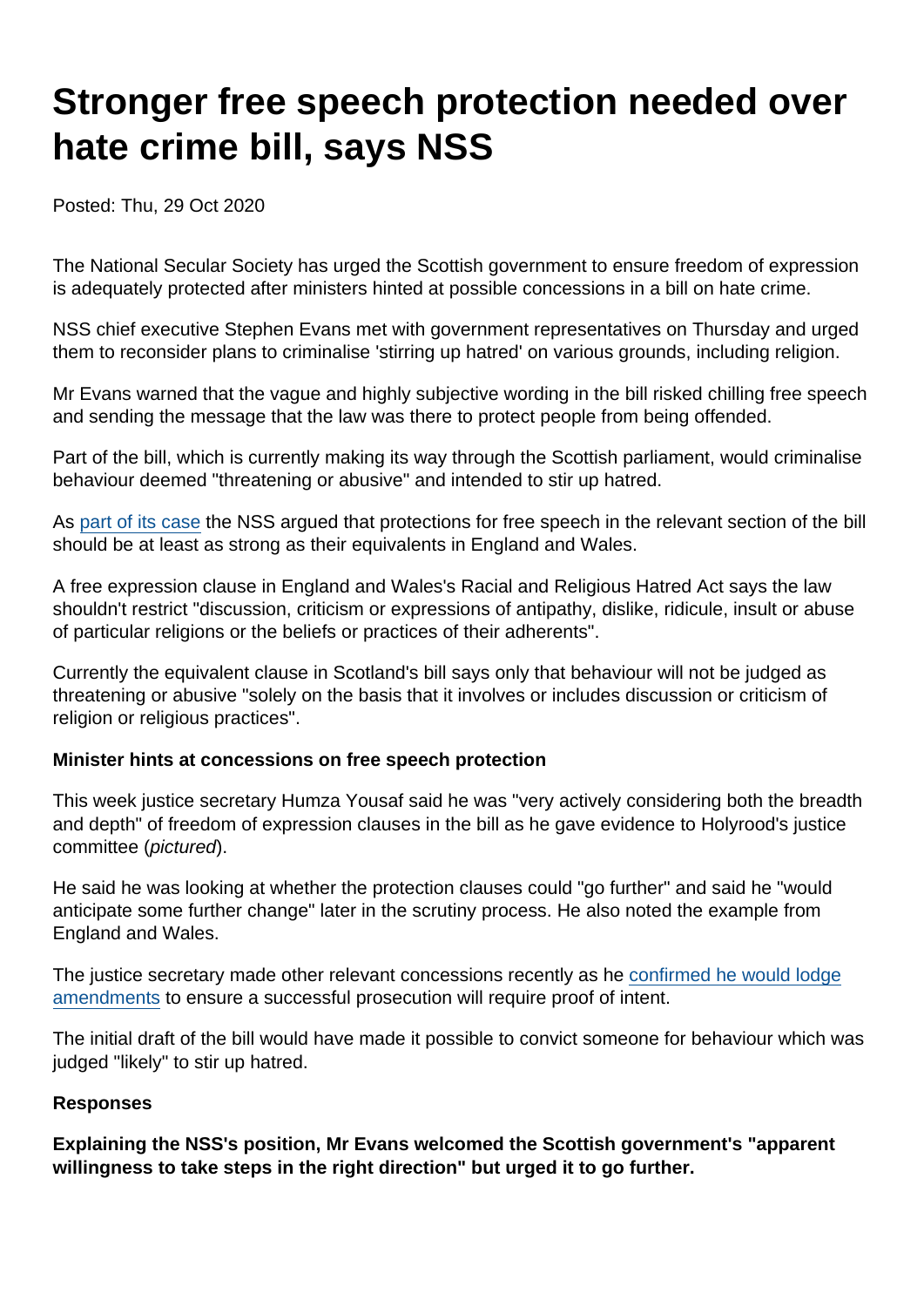# Stronger free speech protection needed over hate crime bill, says NSS

Posted: Thu, 29 Oct 2020

The National Secular Society has urged the Scottish government to ensure freedom of expression is adequately protected after ministers hinted at possible concessions in a bill on hate crime.

NSS chief executive Stephen Evans met with government representatives on Thursday and urged them to reconsider plans to criminalise 'stirring up hatred' on various grounds, including religion.

Mr Evans warned that the vague and highly subjective wording in the bill risked chilling free speech and sending the message that the law was there to protect people from being offended.

Part of the bill, which is currently making its way through the Scottish parliament, would criminalise behaviour deemed "threatening or abusive" and intended to stir up hatred.

As part of its case the NSS argued that protections for free speech in the relevant section of the bill should be at least as strong as their equivalents in England and Wales.

A free expression clause in England and Wales's Racial and Religious Hatred Act says the law shouldn't restrict "discussion, criticism or expressions of antipathy, dislike, ridicule, insult or abuse of particular religions or the beliefs or practices of their adherents".

Currently the equivalent clause in Scotland's bill says only that behaviour will not be judged as threatening or abusive "solely on the basis that it involves or includes discussion or criticism of religion or religious practices".

**Minister hints at concessions on free speech protection**

This week justice secretary Humza Yousaf said he was "very actively considering both the breadth and depth" of freedom of expression clauses in the bill as he gave evidence to Holyrood's justice committee (*pictured*).

He said he was looking at whether the protection clauses could "go further" and said he "would anticipate some further change" later in the scrutiny process. He also noted the example from England and Wales.

The justice secretary made other relevant concessions recently as he confirmed he would lodge amendments to ensure a successful prosecution will require proof of intent.

The initial draft of the bill would have made it possible to convict someone for behaviour which was judged "likely" to stir up hatred.

**Responses**

**Explaining the NSS's position, Mr Evans welcomed the Scottish government's "apparent willingness to take steps in the right direction" but urged it to go further.**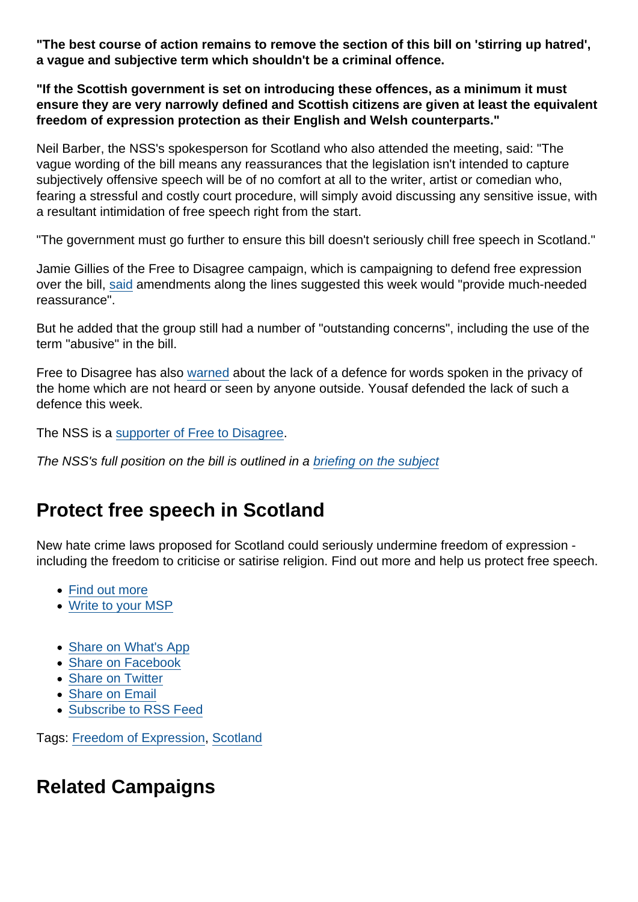**"The best course of action remains to remove the section of this bill on 'stirring up hatred', a vague and subjective term which shouldn't be a criminal offence.**

**"If the Scottish government is set on introducing these offences, as a minimum it must ensure they are very narrowly defined and Scottish citizens are given at least the equivalent freedom of expression protection as their English and Welsh counterparts."**

Neil Barber, the NSS's spokesperson for Scotland who also attended the meeting, said: "The vague wording of the bill means any reassurances that the legislation isn't intended to capture subjectively offensive speech will be of no comfort at all to the writer, artist or comedian who, fearing a stressful and costly court procedure, will simply avoid discussing any sensitive issue, with a resultant intimidation of free speech right from the start.

"The government must go further to ensure this bill doesn't seriously chill free speech in Scotland."

Jamie Gillies of the Free to Disagree campaign, which is campaigning to defend free expression over the bill, said amendments along the lines suggested this week would "provide much-needed reassurance".

But he added that the group still had a number of "outstanding concerns", including the use of the term "abusive" in the bill.

Free to Disagree has also warned about the lack of a defence for words spoken in the privacy of the home which are not heard or seen by anyone outside. Yousaf defended the lack of such a defence this week.

The NSS is a supporter of Free to Disagree.

*The NSS's full position on the bill is outlined in a briefing on the subject*

## Protect free speech in Scotland

New hate crime laws proposed for Scotland could seriously undermine freedom of expression - including the freedom to criticise or satirise religion. Find out more and help us protect free speech.

- Find out more
- Write to your MSP

- Share on What's App
- Share on Facebook
- Share on Twitter
- Share on Email
- Subscribe to RSS Feed

Tags: Freedom of Expression, Scotland

## Related Campaigns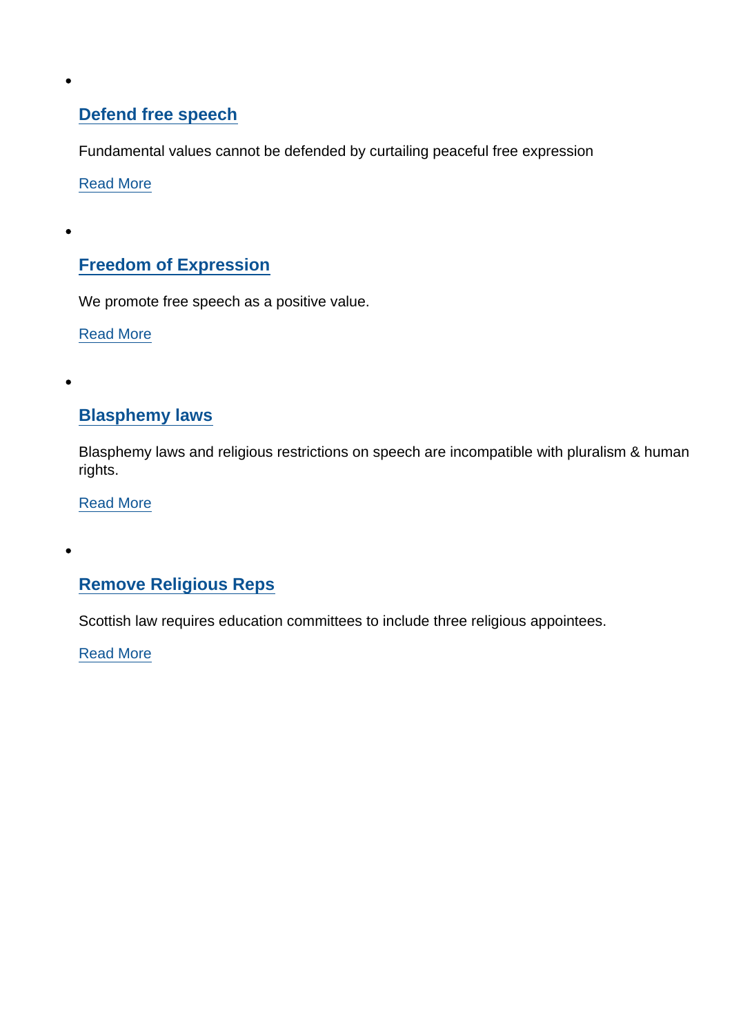- ### Defend free speech

  Fundamental values cannot be defended by curtailing peaceful free expression

  Read More

- ### Freedom of Expression

  We promote free speech as a positive value.

  Read More

- ### Blasphemy laws

  Blasphemy laws and religious restrictions on speech are incompatible with pluralism & human rights.

  Read More

- ### Remove Religious Reps

  Scottish law requires education committees to include three religious appointees.

  Read More